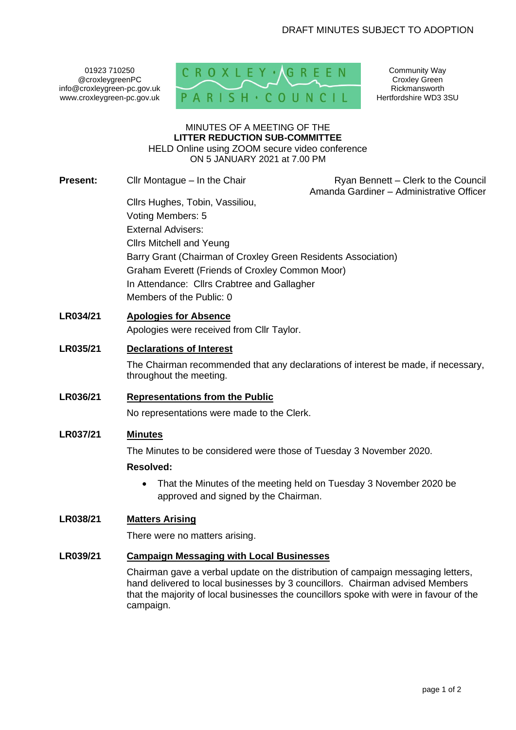DRAFT MINUTES SUBJECT TO ADOPTION

01923 710250
@croxleygreenPC
info@croxleygreen-pc.gov.uk
www.croxleygreen-pc.gov.uk

CROXLEY GREEN PARISH COUNCIL

Community Way
Croxley Green
Rickmansworth
Hertfordshire WD3 3SU

MINUTES OF A MEETING OF THE
**LITTER REDUCTION SUB-COMMITTEE**
HELD Online using ZOOM secure video conference
ON 5 JANUARY 2021 at 7.00 PM

**Present:** Cllr Montague – In the Chair

Ryan Bennett – Clerk to the Council
Amanda Gardiner – Administrative Officer

Cllrs Hughes, Tobin, Vassiliou,
Voting Members: 5
External Advisers:
Cllrs Mitchell and Yeung
Barry Grant (Chairman of Croxley Green Residents Association)
Graham Everett (Friends of Croxley Common Moor)
In Attendance: Cllrs Crabtree and Gallagher
Members of the Public: 0

**LR034/21** **Apologies for Absence**

Apologies were received from Cllr Taylor.

**LR035/21** **Declarations of Interest**

The Chairman recommended that any declarations of interest be made, if necessary, throughout the meeting.

**LR036/21** **Representations from the Public**

No representations were made to the Clerk.

**LR037/21** **Minutes**

The Minutes to be considered were those of Tuesday 3 November 2020.

**Resolved:**

- That the Minutes of the meeting held on Tuesday 3 November 2020 be approved and signed by the Chairman.

**LR038/21** **Matters Arising**

There were no matters arising.

**LR039/21** **Campaign Messaging with Local Businesses**

Chairman gave a verbal update on the distribution of campaign messaging letters, hand delivered to local businesses by 3 councillors. Chairman advised Members that the majority of local businesses the councillors spoke with were in favour of the campaign.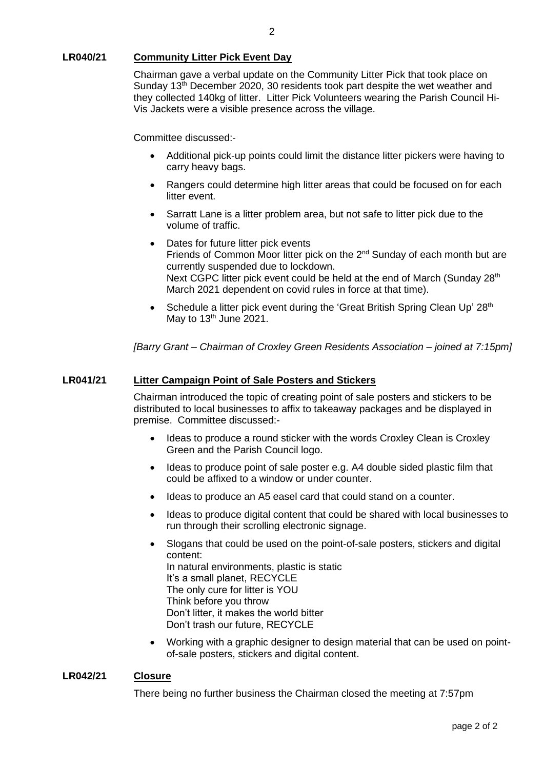**LR040/21 Community Litter Pick Event Day**

Chairman gave a verbal update on the Community Litter Pick that took place on Sunday 13th December 2020, 30 residents took part despite the wet weather and they collected 140kg of litter. Litter Pick Volunteers wearing the Parish Council Hi-Vis Jackets were a visible presence across the village.

Committee discussed:-

- Additional pick-up points could limit the distance litter pickers were having to carry heavy bags.
- Rangers could determine high litter areas that could be focused on for each litter event.
- Sarratt Lane is a litter problem area, but not safe to litter pick due to the volume of traffic.
- Dates for future litter pick events
  Friends of Common Moor litter pick on the 2nd Sunday of each month but are currently suspended due to lockdown.
  Next CGPC litter pick event could be held at the end of March (Sunday 28th March 2021 dependent on covid rules in force at that time).
- Schedule a litter pick event during the 'Great British Spring Clean Up' 28th May to 13th June 2021.

*[Barry Grant – Chairman of Croxley Green Residents Association – joined at 7:15pm]*

**LR041/21 Litter Campaign Point of Sale Posters and Stickers**

Chairman introduced the topic of creating point of sale posters and stickers to be distributed to local businesses to affix to takeaway packages and be displayed in premise. Committee discussed:-

- Ideas to produce a round sticker with the words Croxley Clean is Croxley Green and the Parish Council logo.
- Ideas to produce point of sale poster e.g. A4 double sided plastic film that could be affixed to a window or under counter.
- Ideas to produce an A5 easel card that could stand on a counter.
- Ideas to produce digital content that could be shared with local businesses to run through their scrolling electronic signage.
- Slogans that could be used on the point-of-sale posters, stickers and digital content:
  In natural environments, plastic is static
  It's a small planet, RECYCLE
  The only cure for litter is YOU
  Think before you throw
  Don't litter, it makes the world bitter
  Don't trash our future, RECYCLE
- Working with a graphic designer to design material that can be used on point-of-sale posters, stickers and digital content.

**LR042/21 Closure**

There being no further business the Chairman closed the meeting at 7:57pm